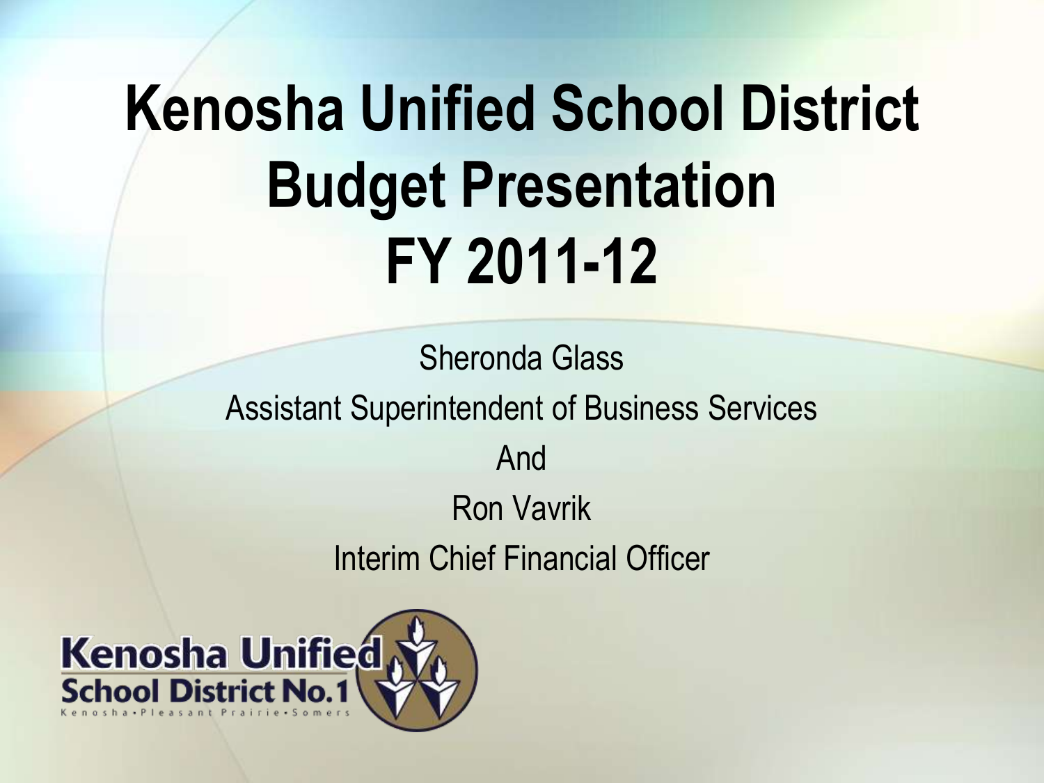# Kenosha Unified School District Budget Presentation FY 2011-12

Sheronda Glass

Assistant Superintendent of Business Services

And

Ron Vavrik

Interim Chief Financial Officer

Kenosha Unified School District No.1

Kenosha • Pleasant Prairie • Somers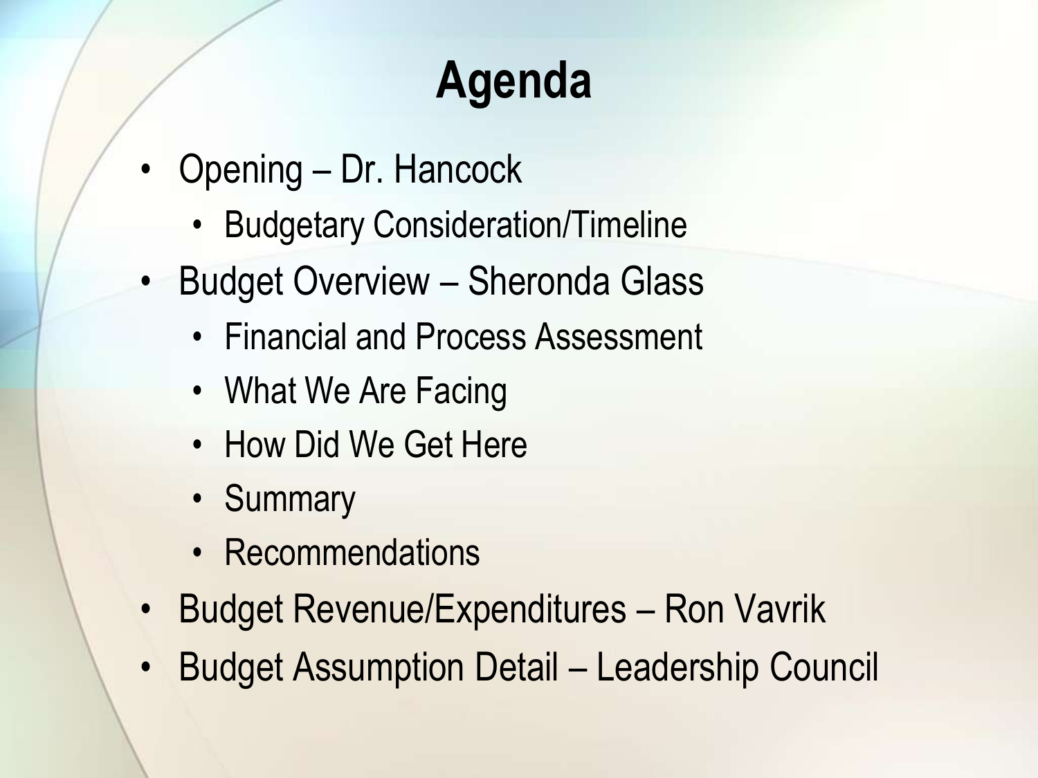# Agenda

- Opening – Dr. Hancock
  - Budgetary Consideration/Timeline
- Budget Overview – Sheronda Glass
  - Financial and Process Assessment
  - What We Are Facing
  - How Did We Get Here
  - Summary
  - Recommendations
- Budget Revenue/Expenditures – Ron Vavrik
- Budget Assumption Detail – Leadership Council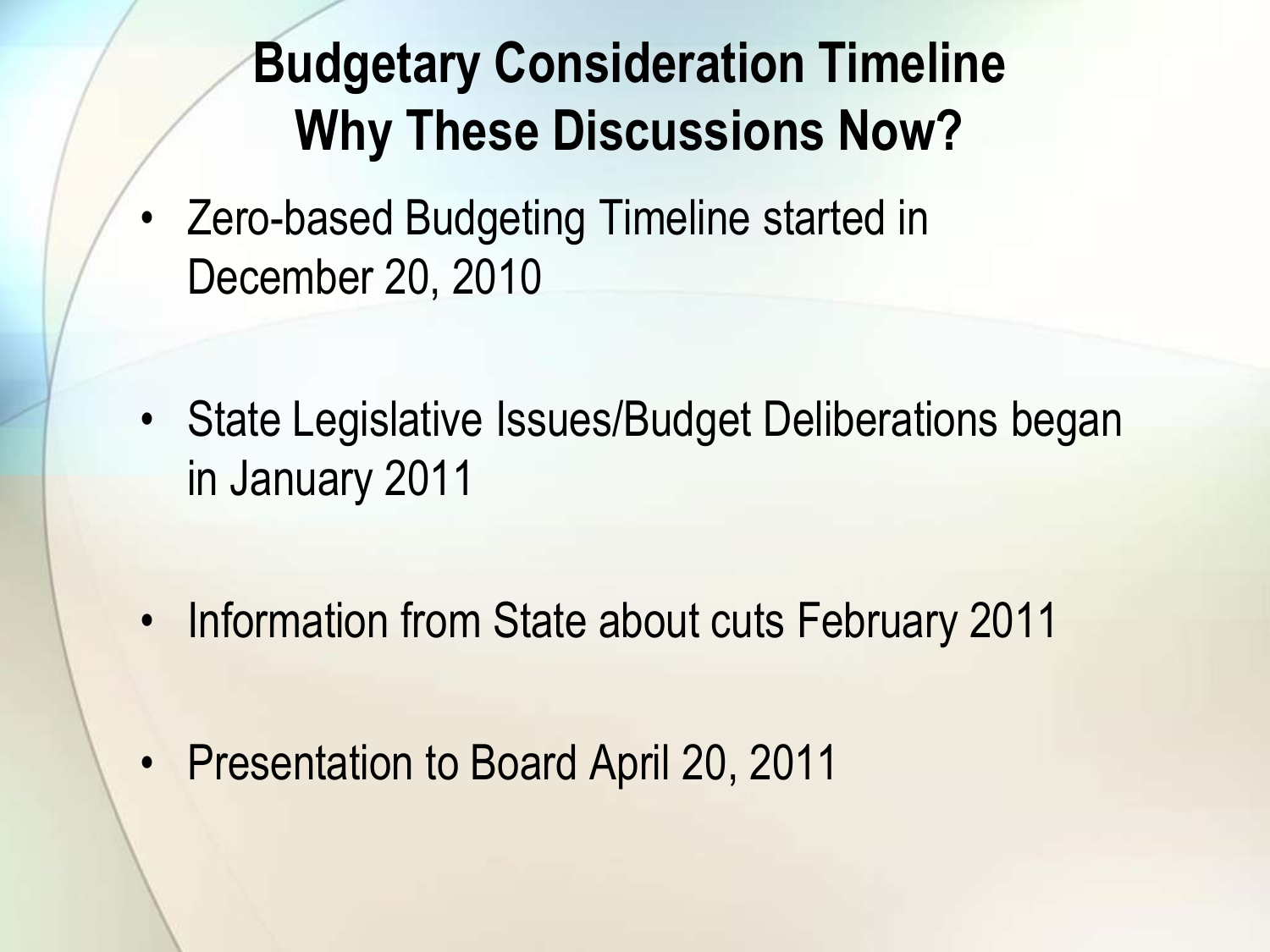# Budgetary Consideration Timeline
# Why These Discussions Now?

- Zero-based Budgeting Timeline started in December 20, 2010
- State Legislative Issues/Budget Deliberations began in January 2011
- Information from State about cuts February 2011
- Presentation to Board April 20, 2011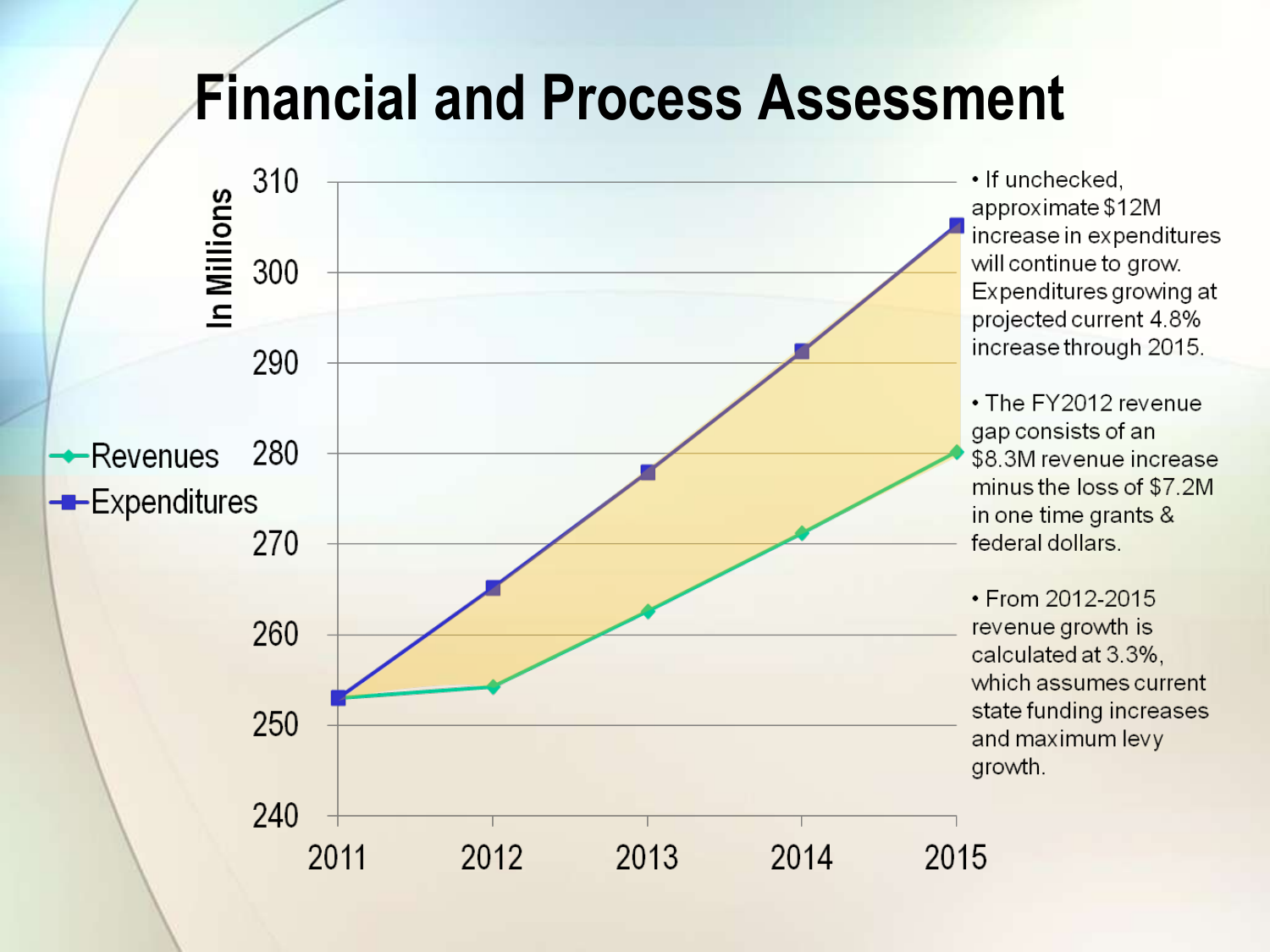# Financial and Process Assessment

- If unchecked, approximate $12M increase in expenditures will continue to grow. Expenditures growing at projected current 4.8% increase through 2015.
- The FY2012 revenue gap consists of an $8.3M revenue increase minus the loss of $7.2M in one time grants & federal dollars.
- From 2012-2015 revenue growth is calculated at 3.3%, which assumes current state funding increases and maximum levy growth.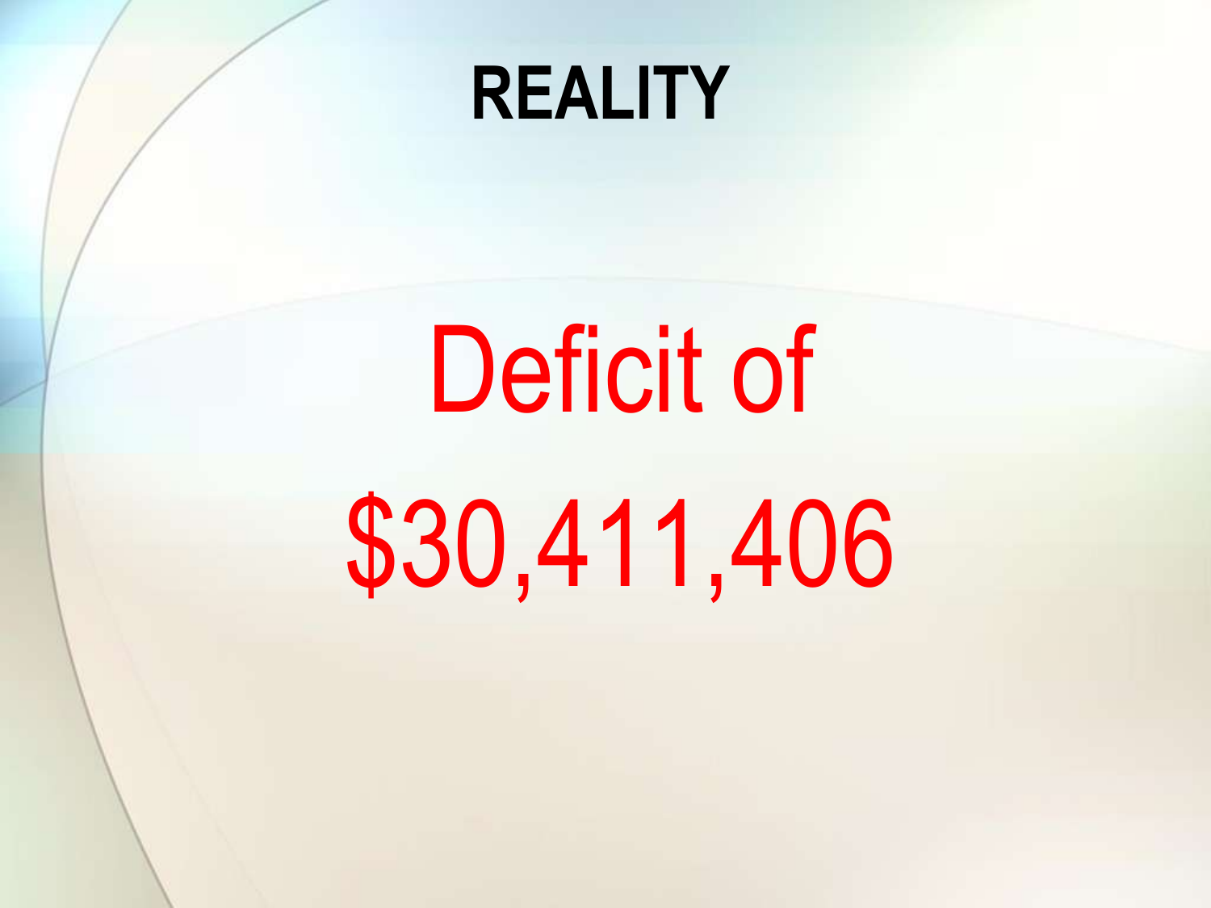# REALITY

Deficit of

$30,411,406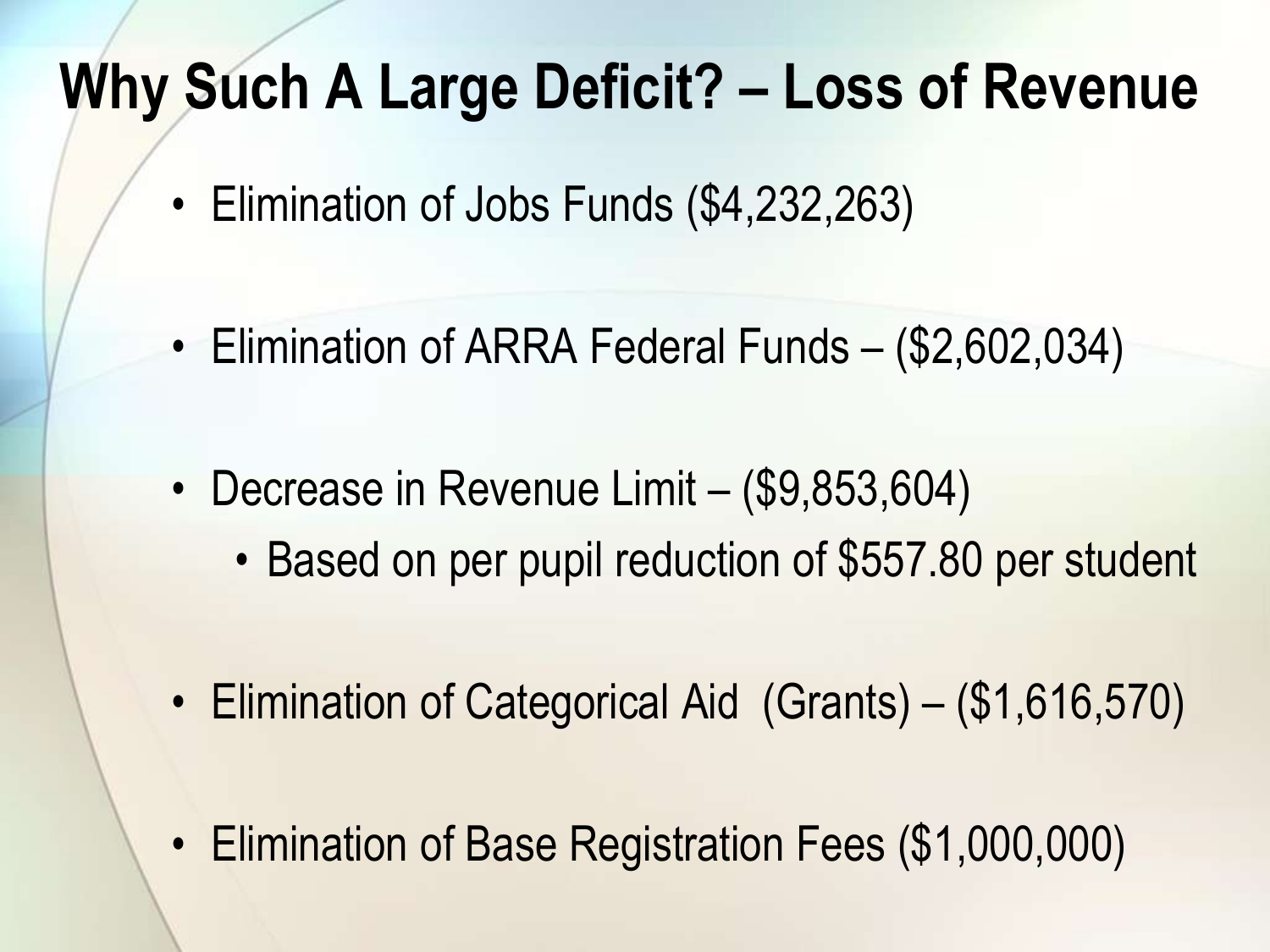# Why Such A Large Deficit? – Loss of Revenue

- Elimination of Jobs Funds ($4,232,263)
- Elimination of ARRA Federal Funds – ($2,602,034)
- Decrease in Revenue Limit – ($9,853,604)
  - Based on per pupil reduction of $557.80 per student
- Elimination of Categorical Aid (Grants) – ($1,616,570)
- Elimination of Base Registration Fees ($1,000,000)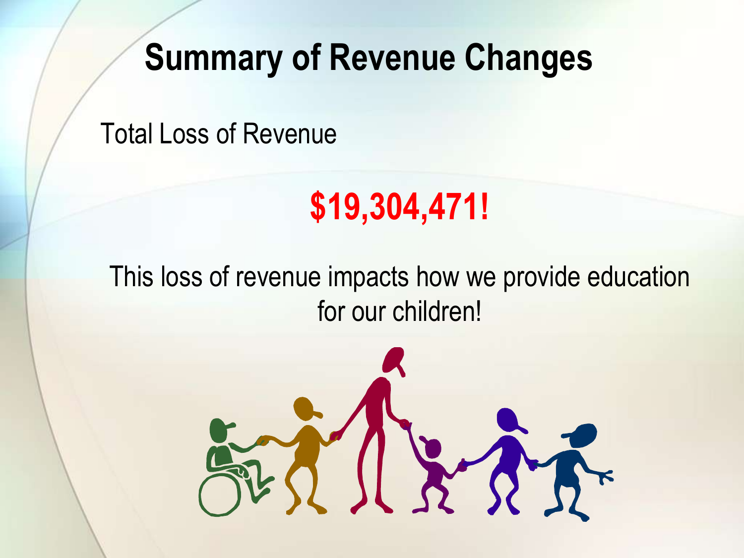# Summary of Revenue Changes

Total Loss of Revenue

**$19,304,471!**

This loss of revenue impacts how we provide education for our children!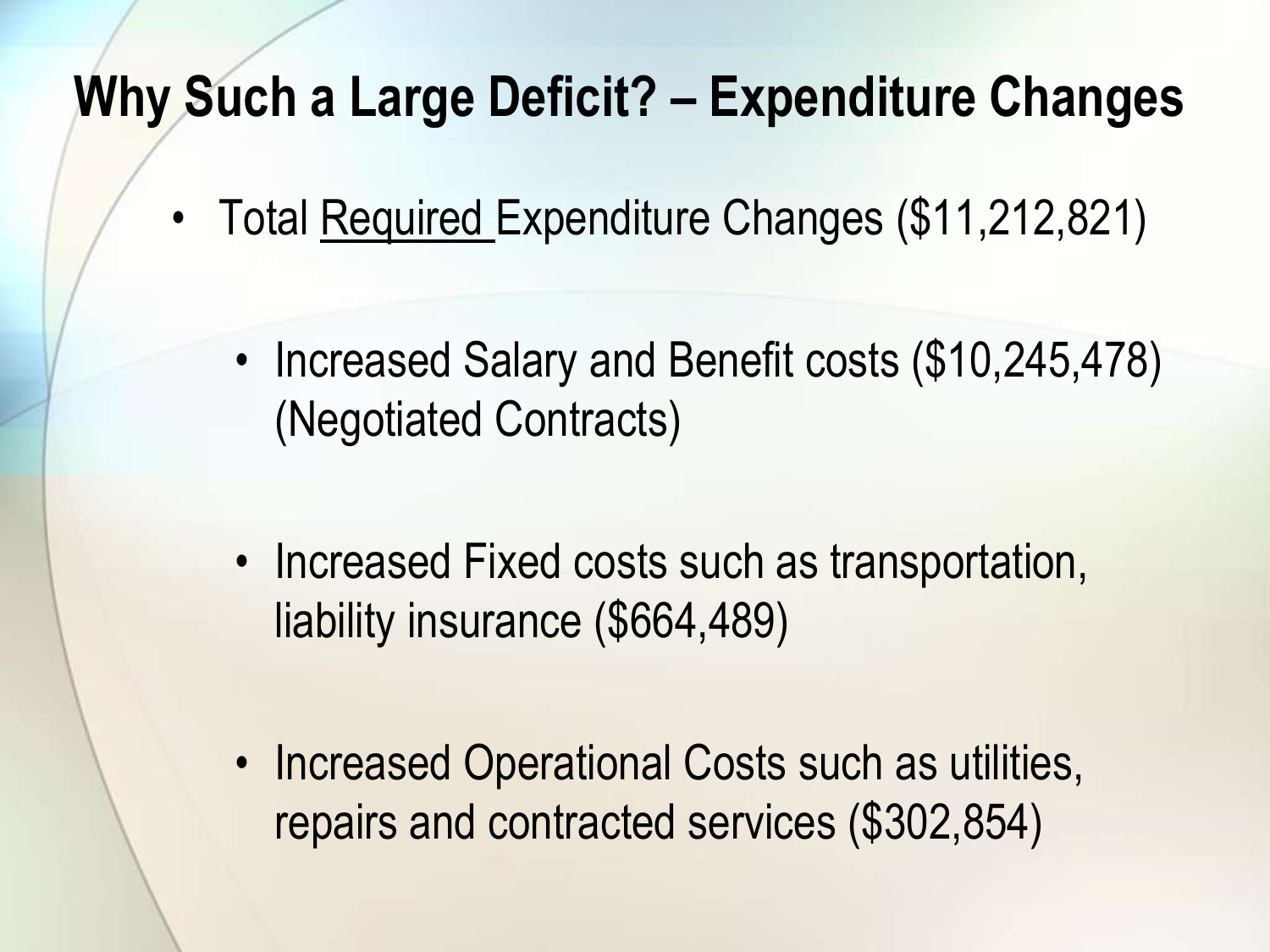# Why Such a Large Deficit? – Expenditure Changes

- Total <u>Required</u> Expenditure Changes ($11,212,821)
  - Increased Salary and Benefit costs ($10,245,478) (Negotiated Contracts)
  - Increased Fixed costs such as transportation, liability insurance ($664,489)
  - Increased Operational Costs such as utilities, repairs and contracted services ($302,854)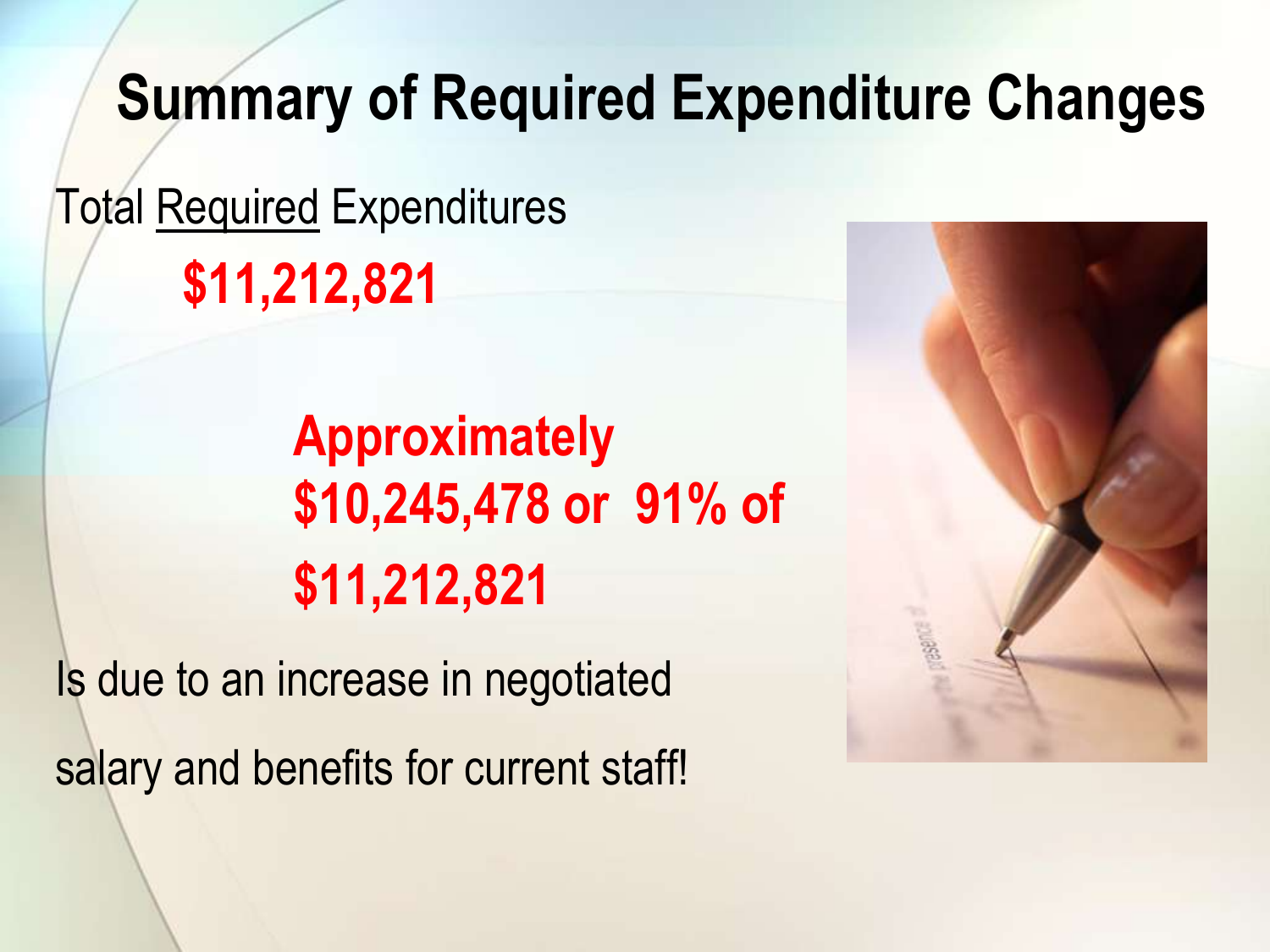# Summary of Required Expenditure Changes

Total <u>Required</u> Expenditures

**$11,212,821**

**Approximately $10,245,478 or 91% of $11,212,821**

Is due to an increase in negotiated salary and benefits for current staff!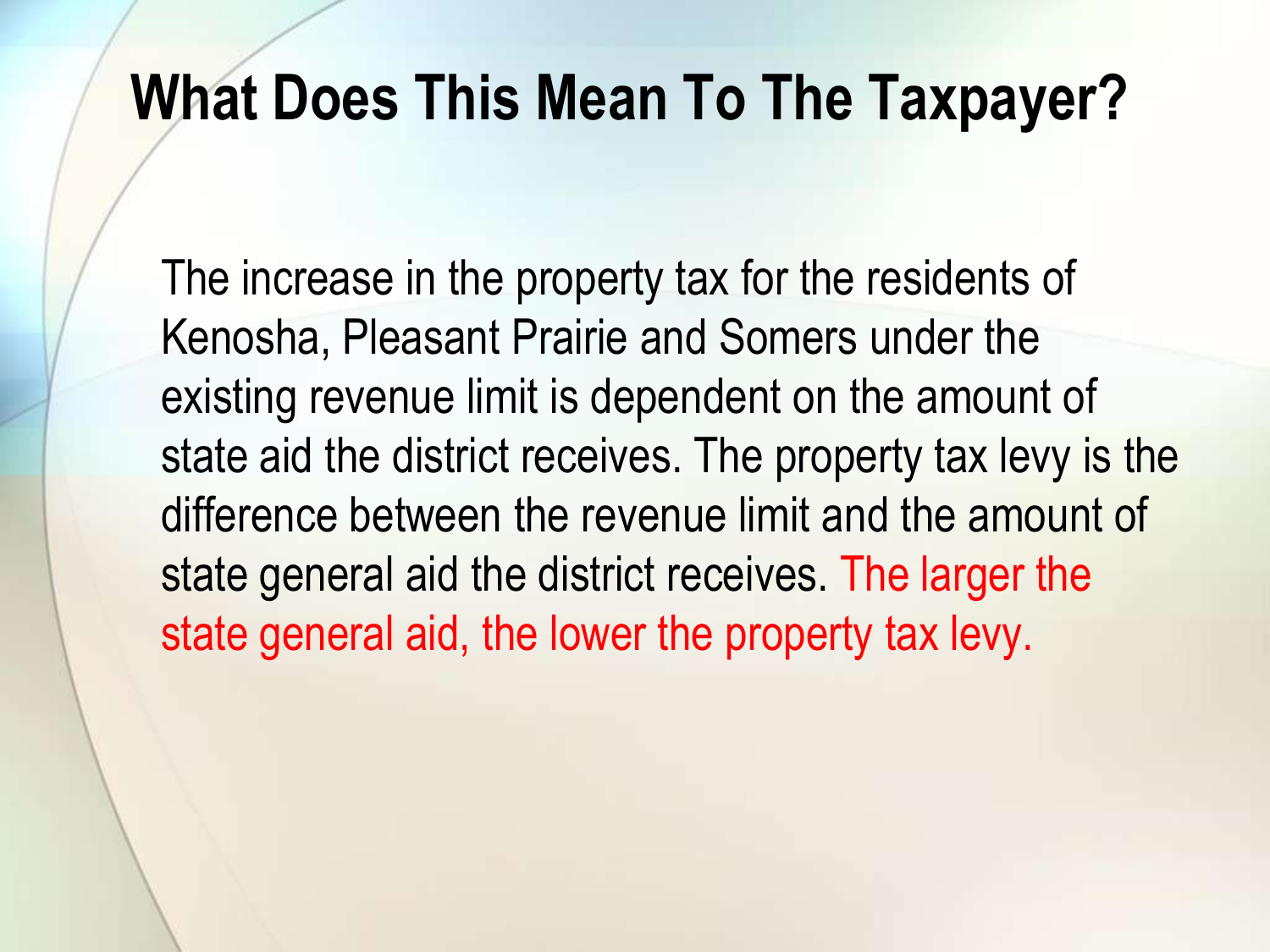# What Does This Mean To The Taxpayer?

The increase in the property tax for the residents of Kenosha, Pleasant Prairie and Somers under the existing revenue limit is dependent on the amount of state aid the district receives. The property tax levy is the difference between the revenue limit and the amount of state general aid the district receives. The larger the state general aid, the lower the property tax levy.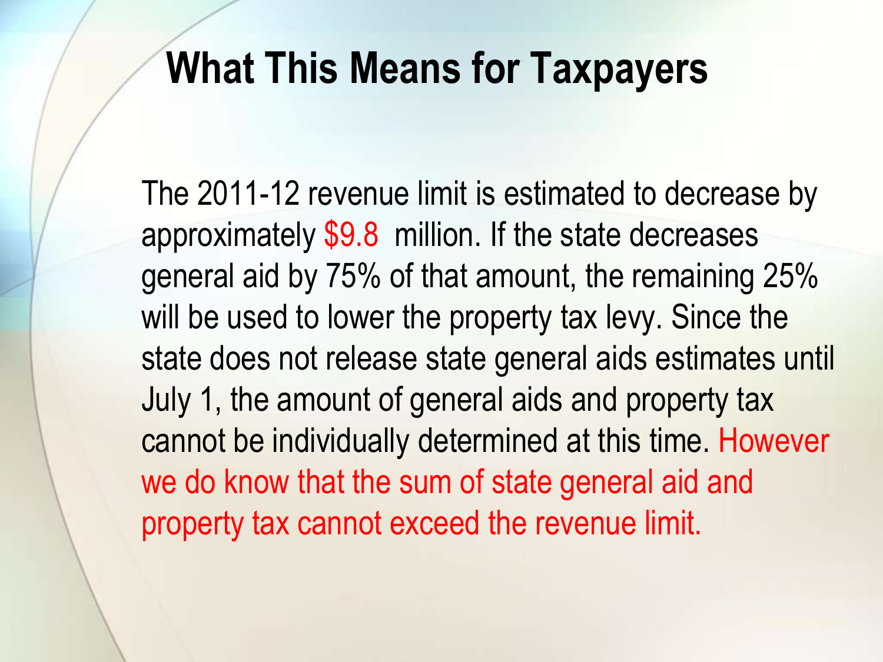# What This Means for Taxpayers

The 2011-12 revenue limit is estimated to decrease by approximately $9.8 million. If the state decreases general aid by 75% of that amount, the remaining 25% will be used to lower the property tax levy. Since the state does not release state general aids estimates until July 1, the amount of general aids and property tax cannot be individually determined at this time. However we do know that the sum of state general aid and property tax cannot exceed the revenue limit.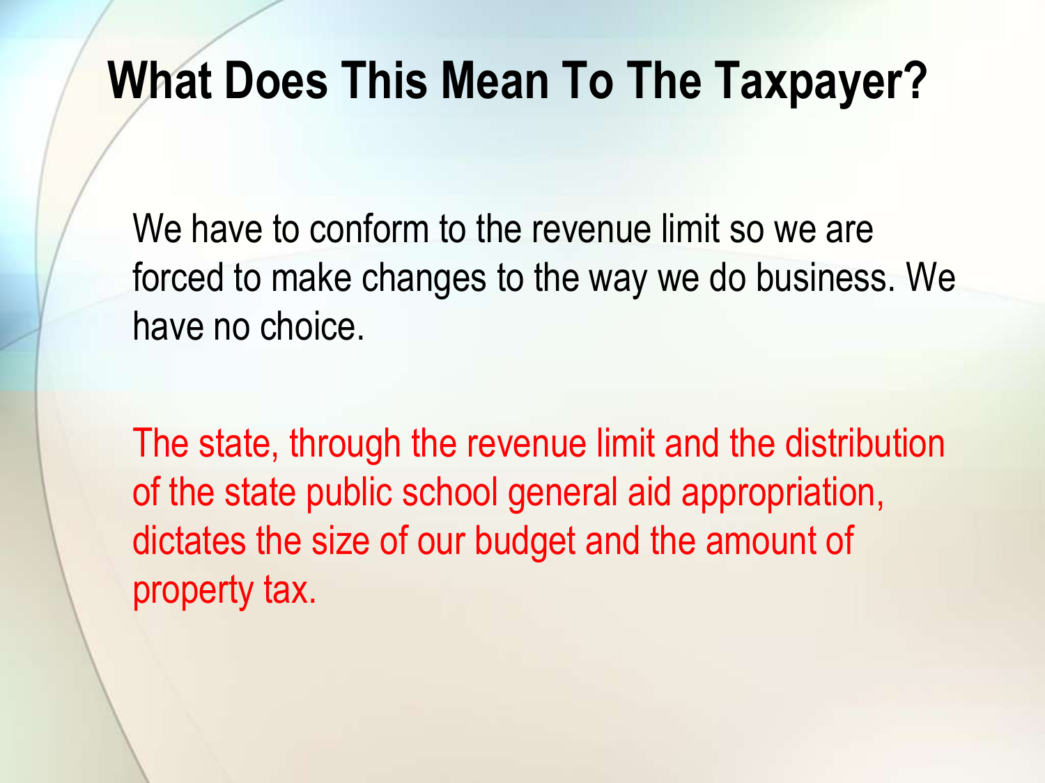# What Does This Mean To The Taxpayer?

We have to conform to the revenue limit so we are forced to make changes to the way we do business. We have no choice.

The state, through the revenue limit and the distribution of the state public school general aid appropriation, dictates the size of our budget and the amount of property tax.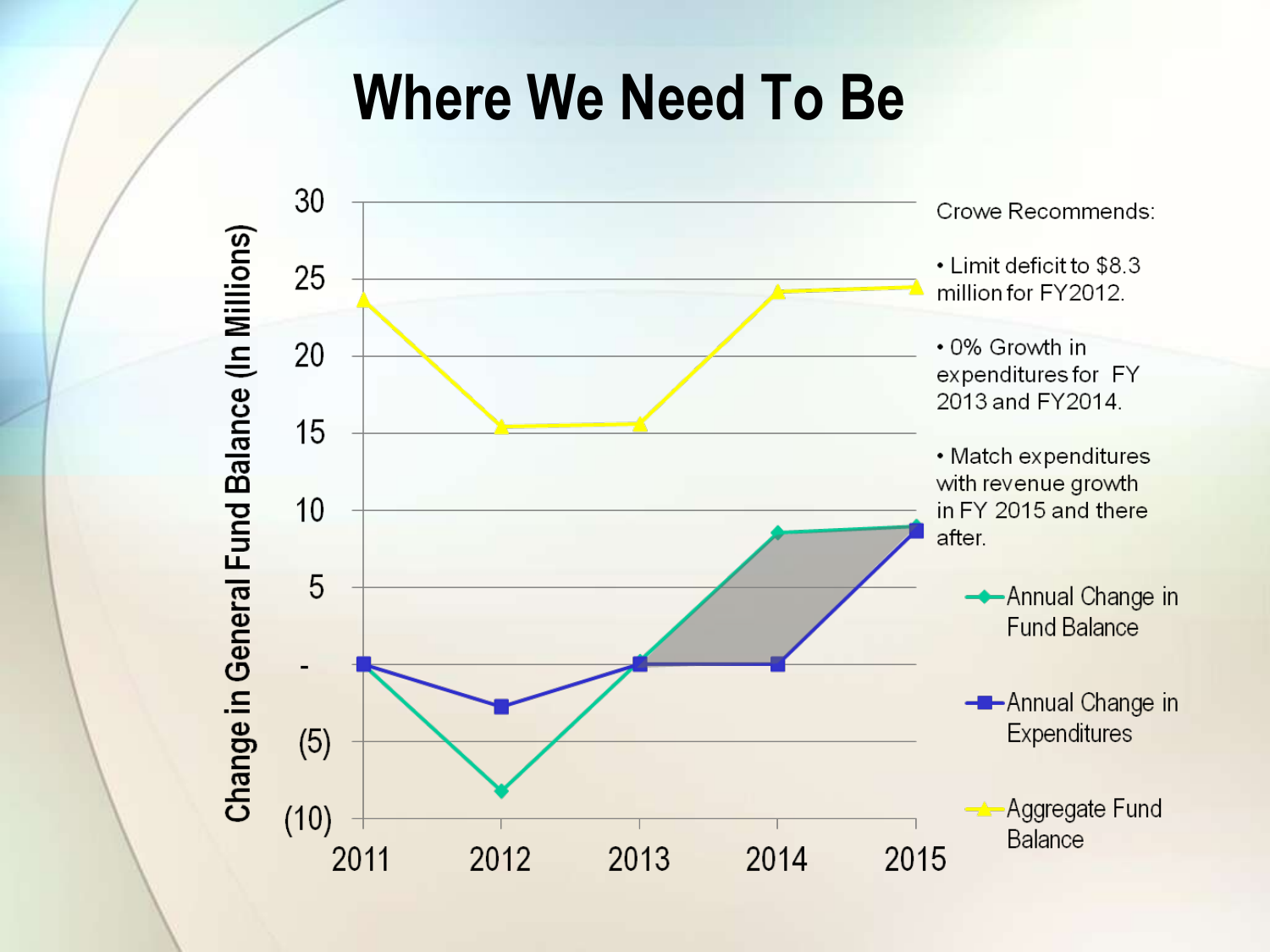# Where We Need To Be

Crowe Recommends:

- Limit deficit to $8.3 million for FY2012.
- 0% Growth in expenditures for FY 2013 and FY2014.
- Match expenditures with revenue growth in FY 2015 and there after.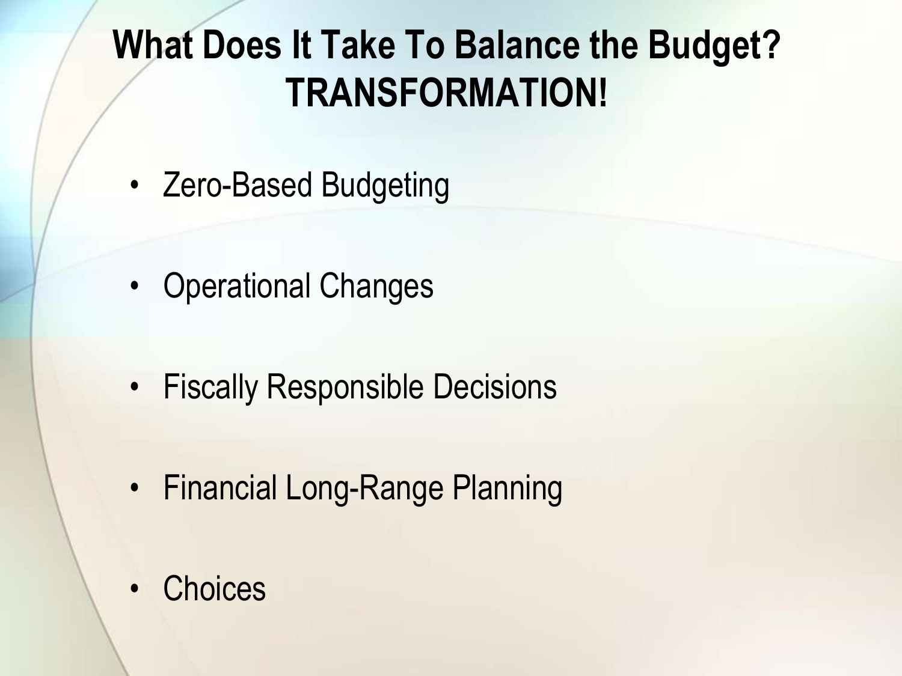# What Does It Take To Balance the Budget? TRANSFORMATION!

- Zero-Based Budgeting
- Operational Changes
- Fiscally Responsible Decisions
- Financial Long-Range Planning
- Choices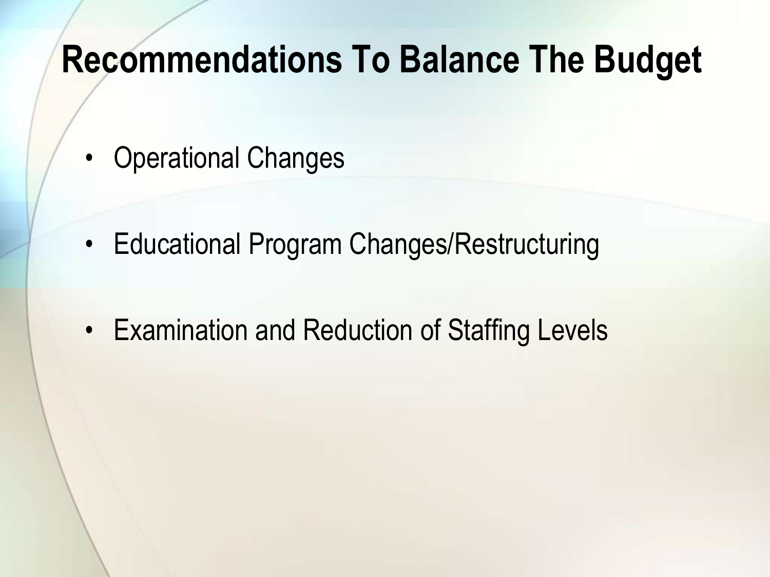# Recommendations To Balance The Budget

- Operational Changes
- Educational Program Changes/Restructuring
- Examination and Reduction of Staffing Levels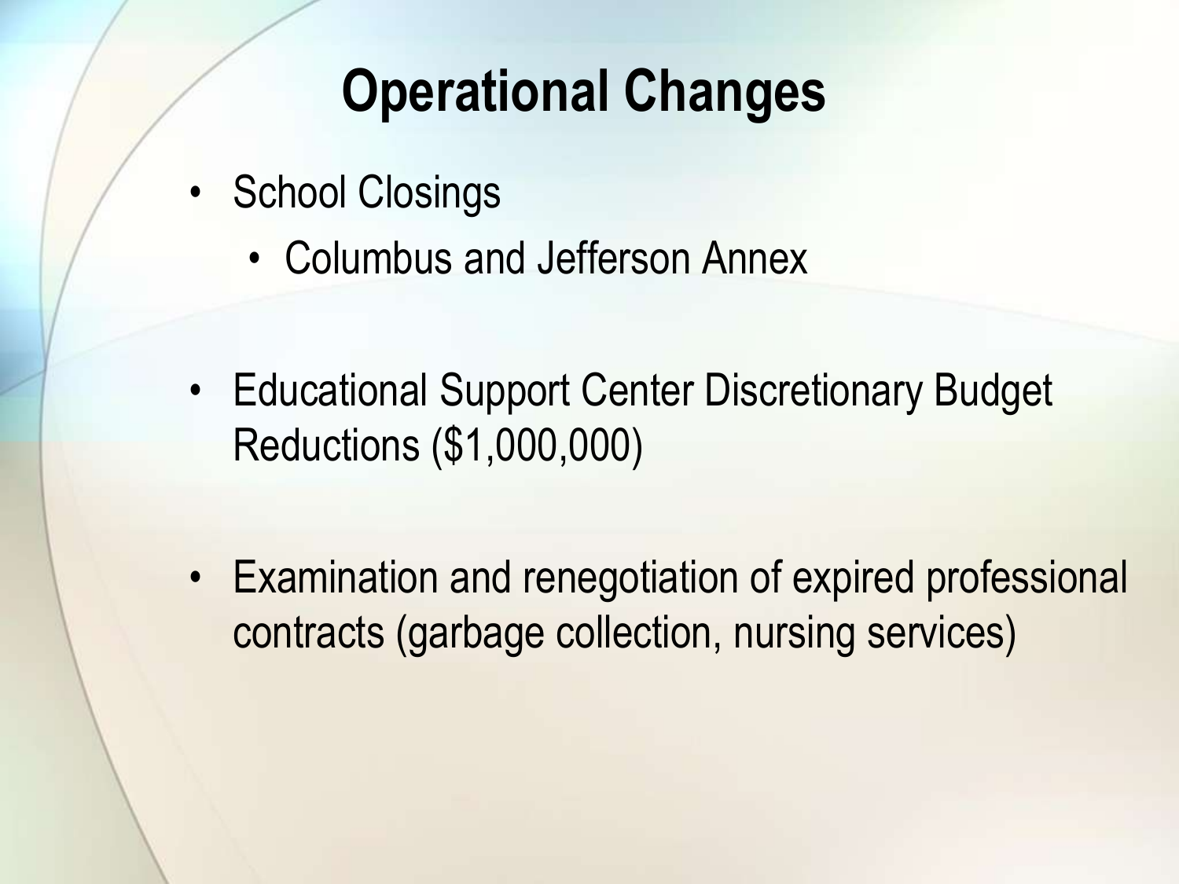# Operational Changes

- School Closings
  - Columbus and Jefferson Annex

- Educational Support Center Discretionary Budget Reductions ($1,000,000)

- Examination and renegotiation of expired professional contracts (garbage collection, nursing services)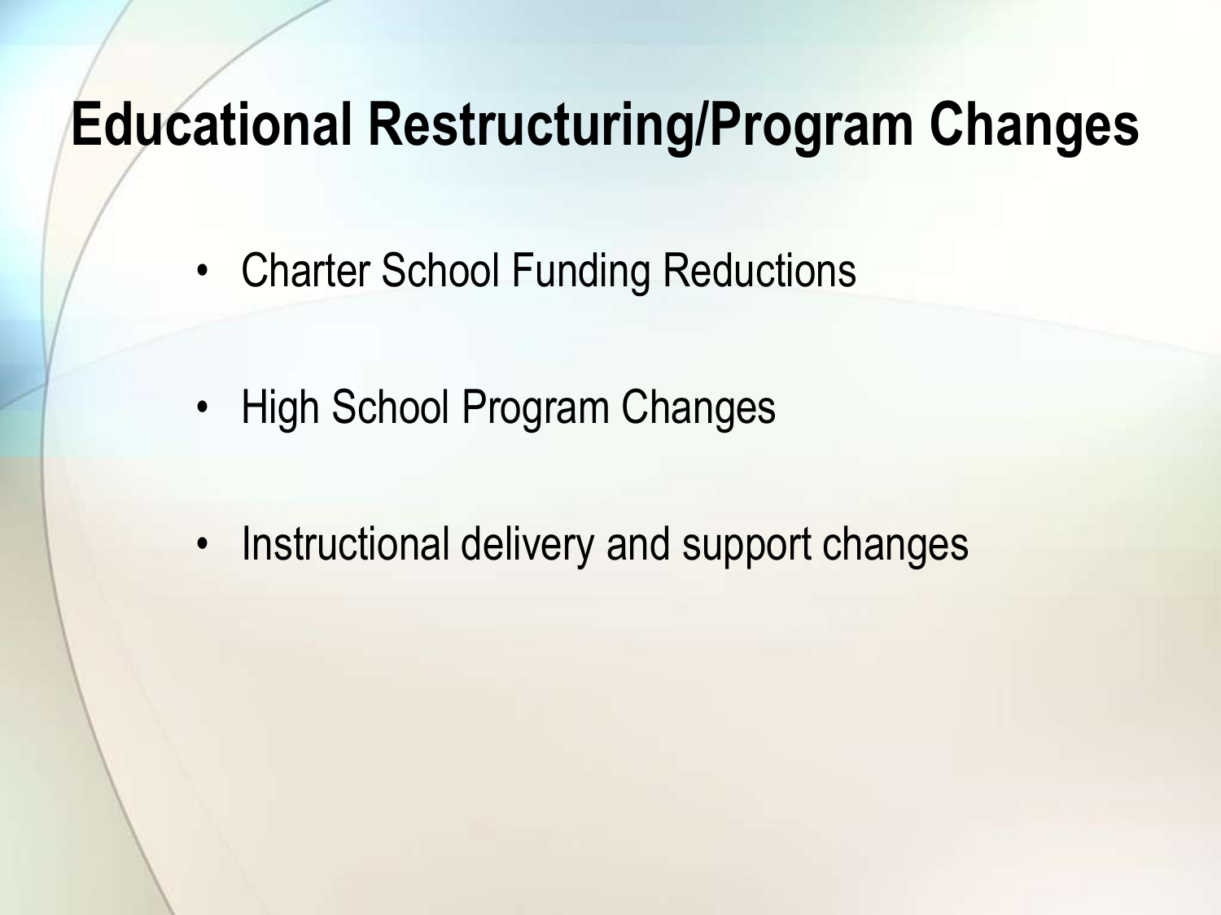# Educational Restructuring/Program Changes

- Charter School Funding Reductions
- High School Program Changes
- Instructional delivery and support changes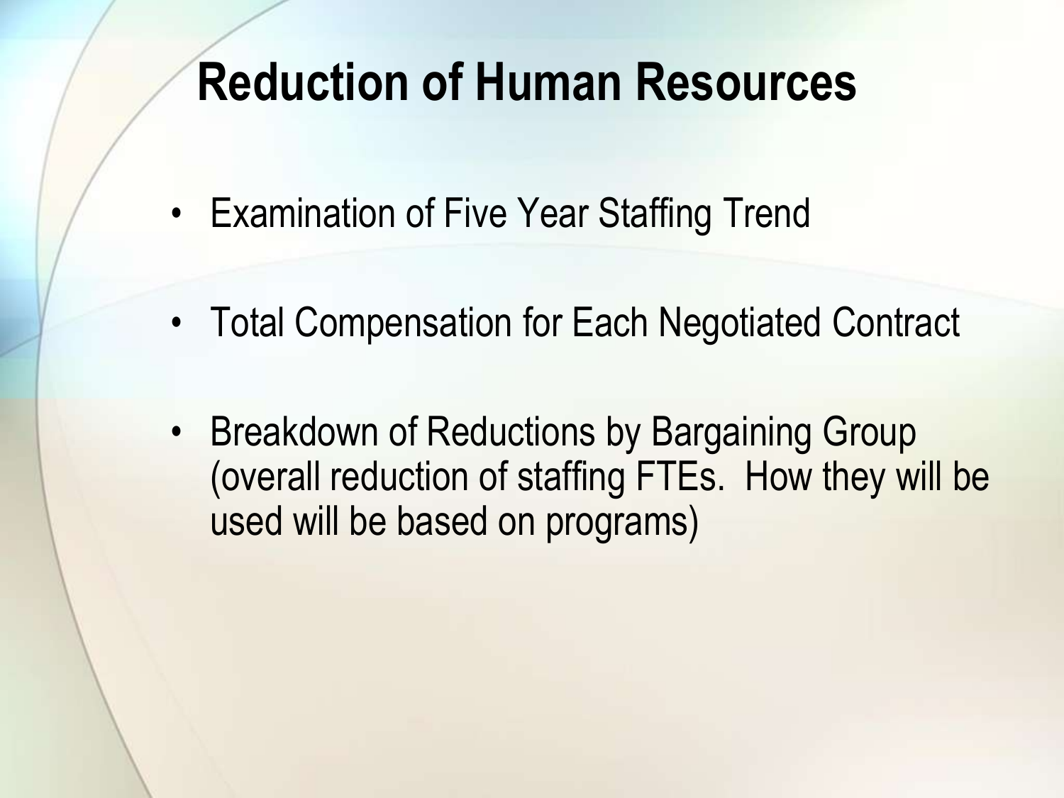# Reduction of Human Resources

- Examination of Five Year Staffing Trend
- Total Compensation for Each Negotiated Contract
- Breakdown of Reductions by Bargaining Group (overall reduction of staffing FTEs. How they will be used will be based on programs)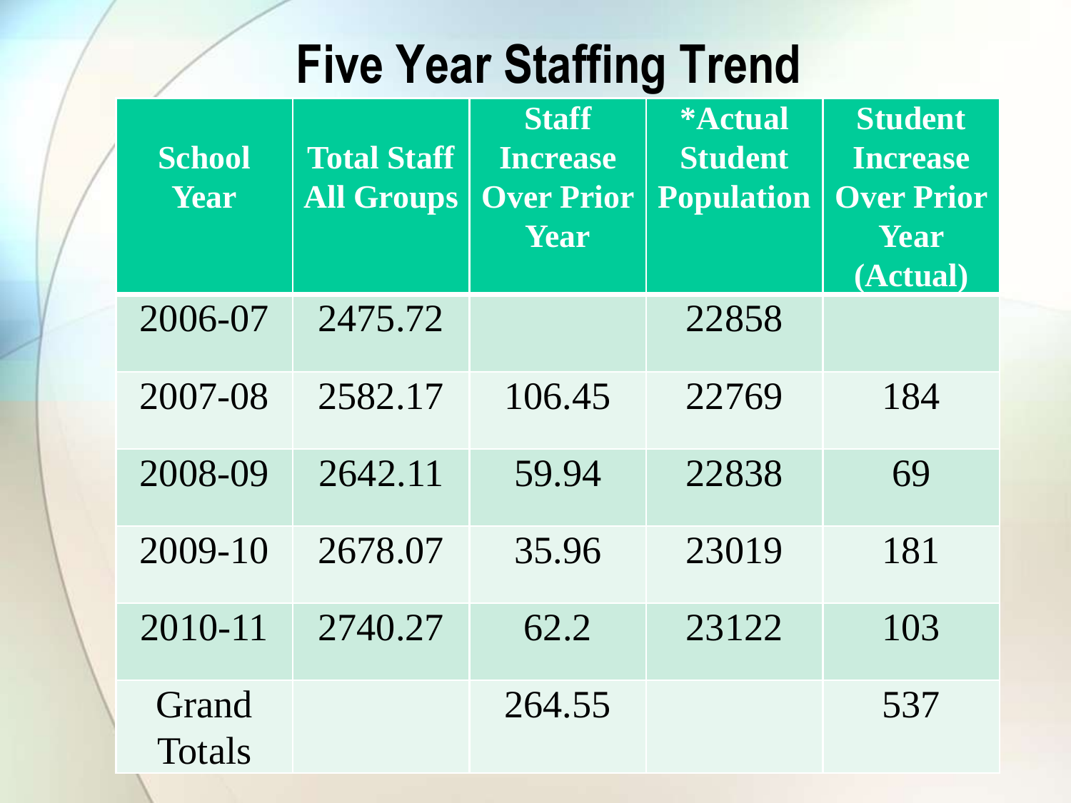# Five Year Staffing Trend

| School Year | Total Staff All Groups | Staff Increase Over Prior Year | *Actual Student Population | Student Increase Over Prior Year (Actual) |
|---|---|---|---|---|
| 2006-07 | 2475.72 | | 22858 | |
| 2007-08 | 2582.17 | 106.45 | 22769 | 184 |
| 2008-09 | 2642.11 | 59.94 | 22838 | 69 |
| 2009-10 | 2678.07 | 35.96 | 23019 | 181 |
| 2010-11 | 2740.27 | 62.2 | 23122 | 103 |
| Grand Totals | | 264.55 | | 537 |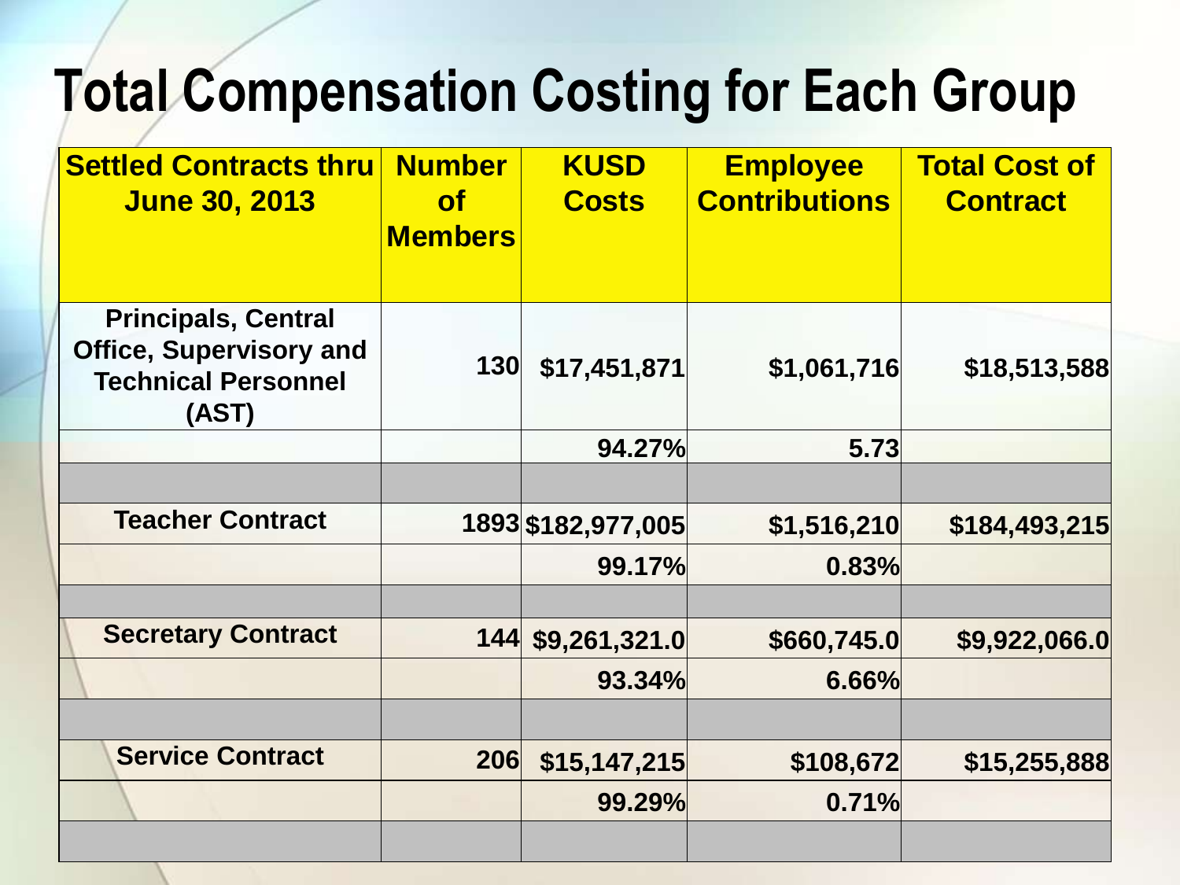# Total Compensation Costing for Each Group

| Settled Contracts thru June 30, 2013 | Number of Members | KUSD Costs | Employee Contributions | Total Cost of Contract |
|---|---|---|---|---|
| Principals, Central Office, Supervisory and Technical Personnel (AST) | 130 | $17,451,871 | $1,061,716 | $18,513,588 |
| | | 94.27% | 5.73 | |
| | | | | |
| Teacher Contract | 1893 | $182,977,005 | $1,516,210 | $184,493,215 |
| | | 99.17% | 0.83% | |
| | | | | |
| Secretary Contract | 144 | $9,261,321.0 | $660,745.0 | $9,922,066.0 |
| | | 93.34% | 6.66% | |
| | | | | |
| Service Contract | 206 | $15,147,215 | $108,672 | $15,255,888 |
| | | 99.29% | 0.71% | |
| | | | | |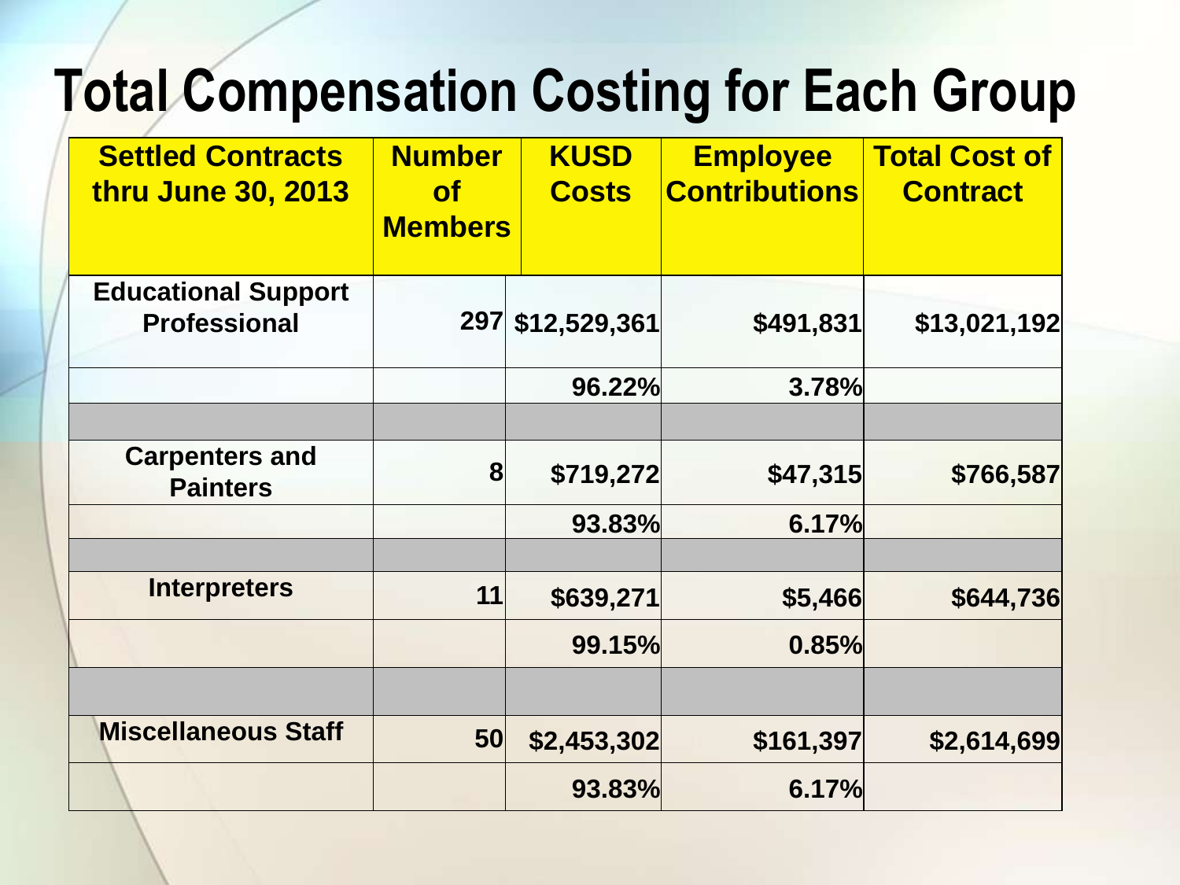# Total Compensation Costing for Each Group

| Settled Contracts thru June 30, 2013 | Number of Members | KUSD Costs | Employee Contributions | Total Cost of Contract |
|---|---|---|---|---|
| Educational Support Professional | 297 | $12,529,361 | $491,831 | $13,021,192 |
| | | 96.22% | 3.78% | |
| | | | | |
| Carpenters and Painters | 8 | $719,272 | $47,315 | $766,587 |
| | | 93.83% | 6.17% | |
| | | | | |
| Interpreters | 11 | $639,271 | $5,466 | $644,736 |
| | | 99.15% | 0.85% | |
| | | | | |
| Miscellaneous Staff | 50 | $2,453,302 | $161,397 | $2,614,699 |
| | | 93.83% | 6.17% | |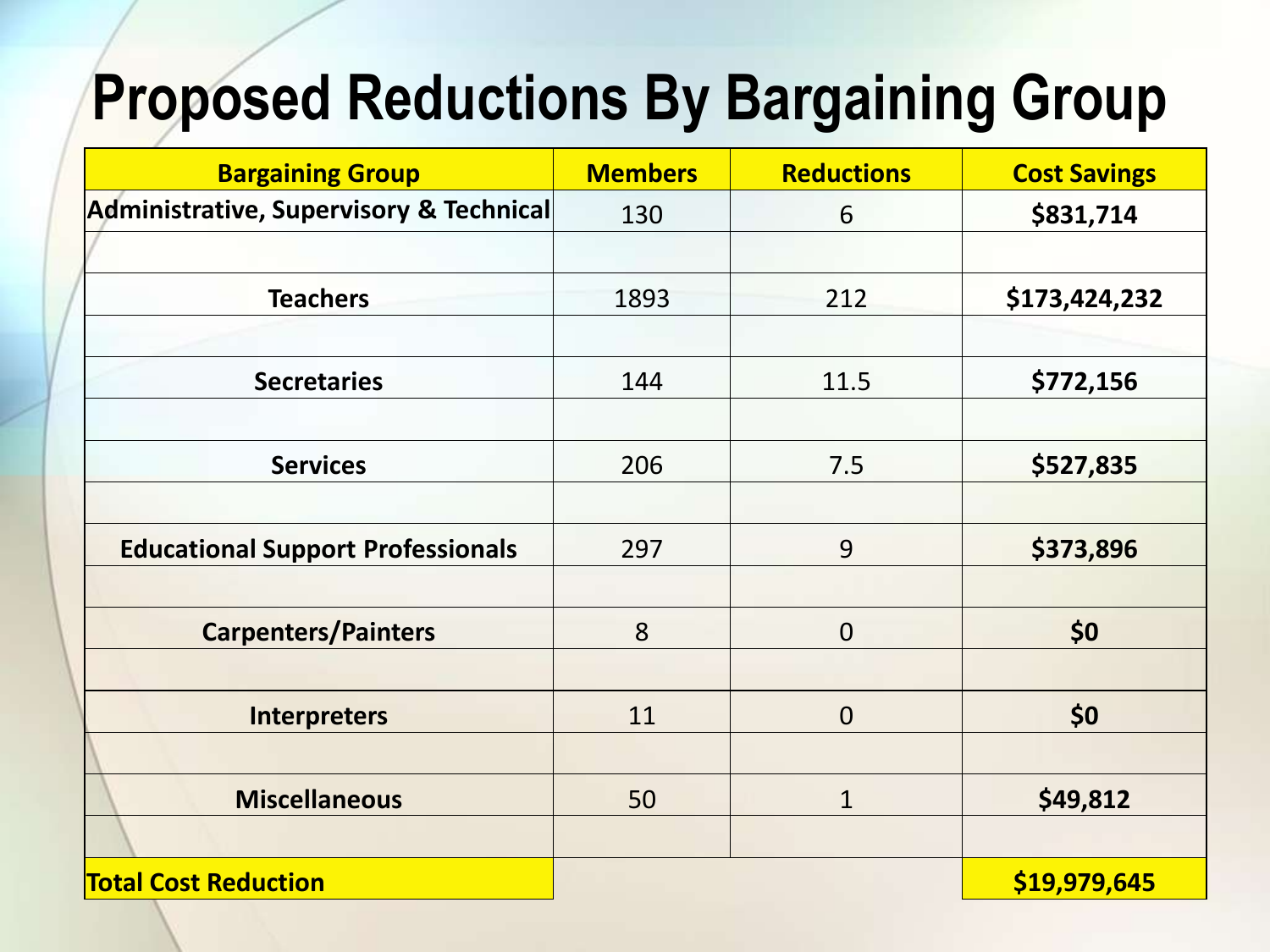# Proposed Reductions By Bargaining Group

| Bargaining Group | Members | Reductions | Cost Savings |
|---|---|---|---|
| Administrative, Supervisory & Technical | 130 | 6 | **$831,714** |
| | | | |
| Teachers | 1893 | 212 | **$173,424,232** |
| | | | |
| Secretaries | 144 | 11.5 | **$772,156** |
| | | | |
| Services | 206 | 7.5 | **$527,835** |
| | | | |
| Educational Support Professionals | 297 | 9 | **$373,896** |
| | | | |
| Carpenters/Painters | 8 | 0 | **$0** |
| | | | |
| Interpreters | 11 | 0 | **$0** |
| | | | |
| Miscellaneous | 50 | 1 | **$49,812** |
| | | | |
| **Total Cost Reduction** | | | **$19,979,645** |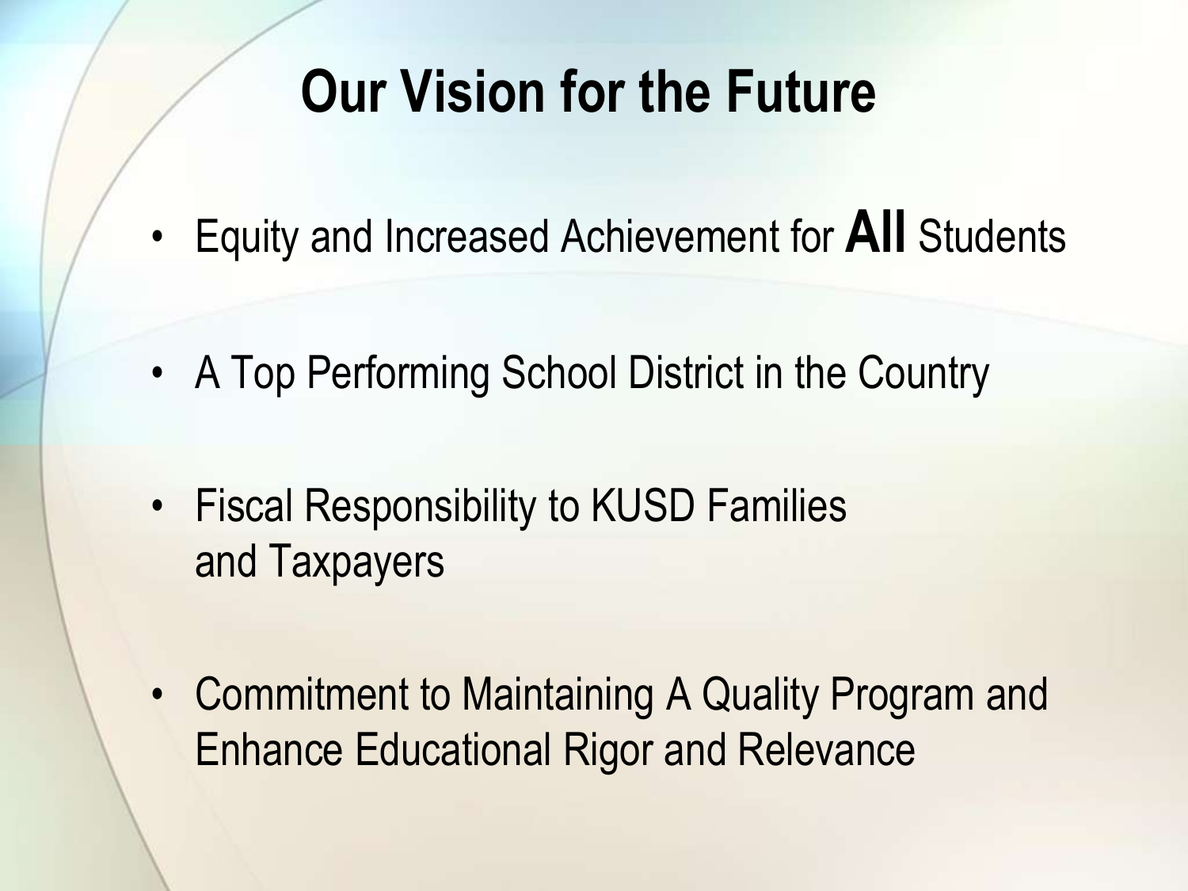# Our Vision for the Future

- Equity and Increased Achievement for **All** Students
- A Top Performing School District in the Country
- Fiscal Responsibility to KUSD Families and Taxpayers
- Commitment to Maintaining A Quality Program and Enhance Educational Rigor and Relevance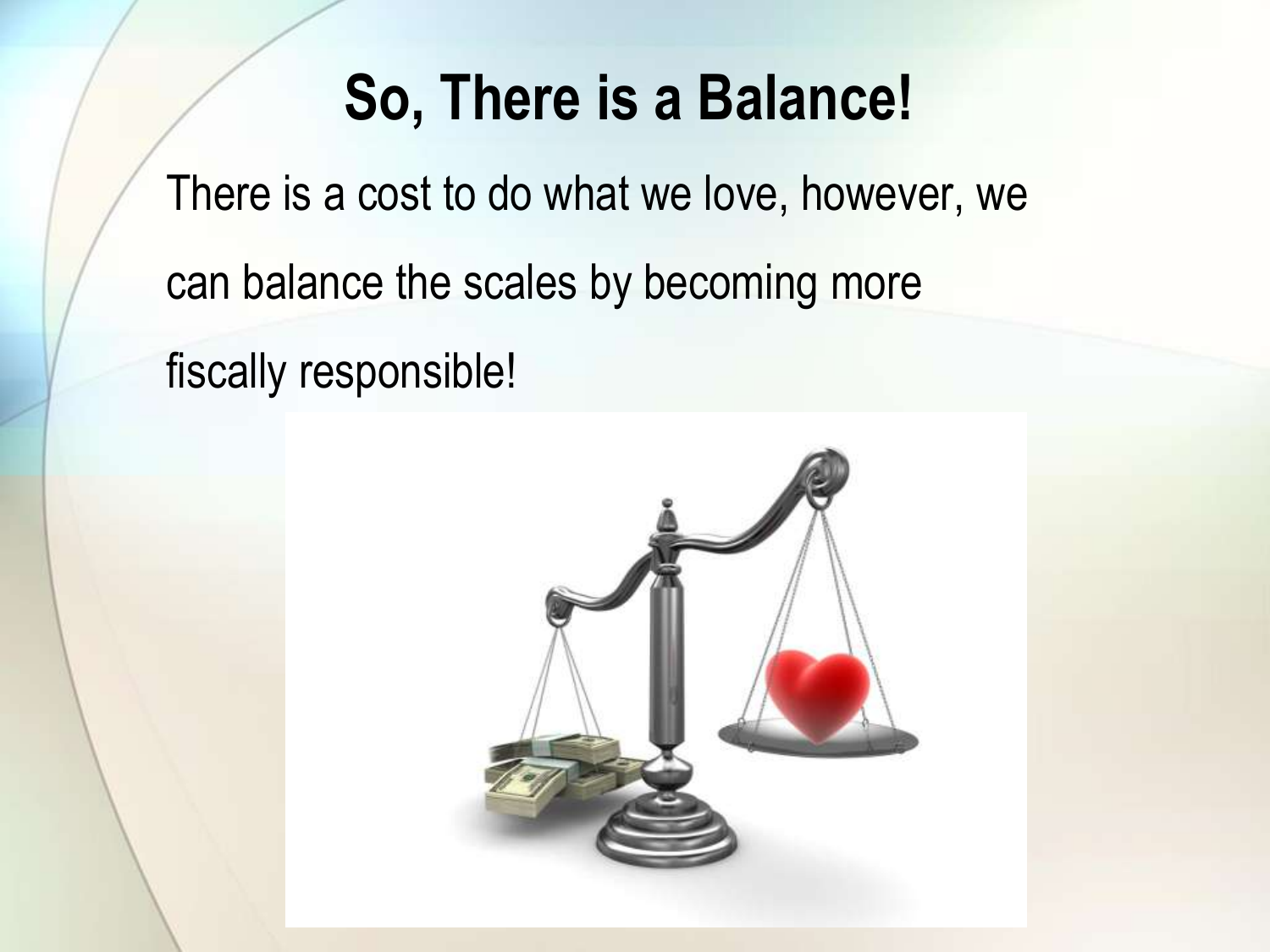# So, There is a Balance!

There is a cost to do what we love, however, we can balance the scales by becoming more fiscally responsible!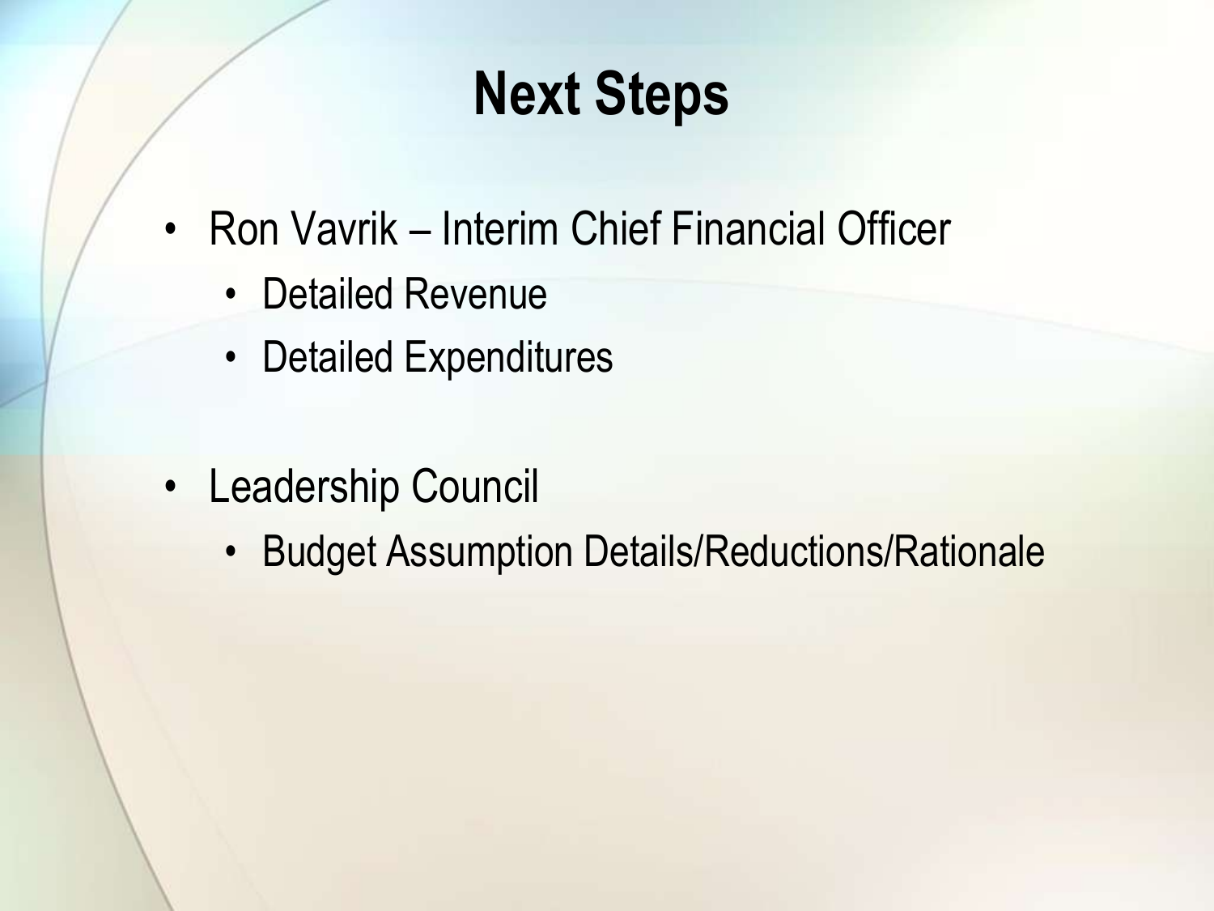# Next Steps

- Ron Vavrik – Interim Chief Financial Officer
  - Detailed Revenue
  - Detailed Expenditures

- Leadership Council
  - Budget Assumption Details/Reductions/Rationale